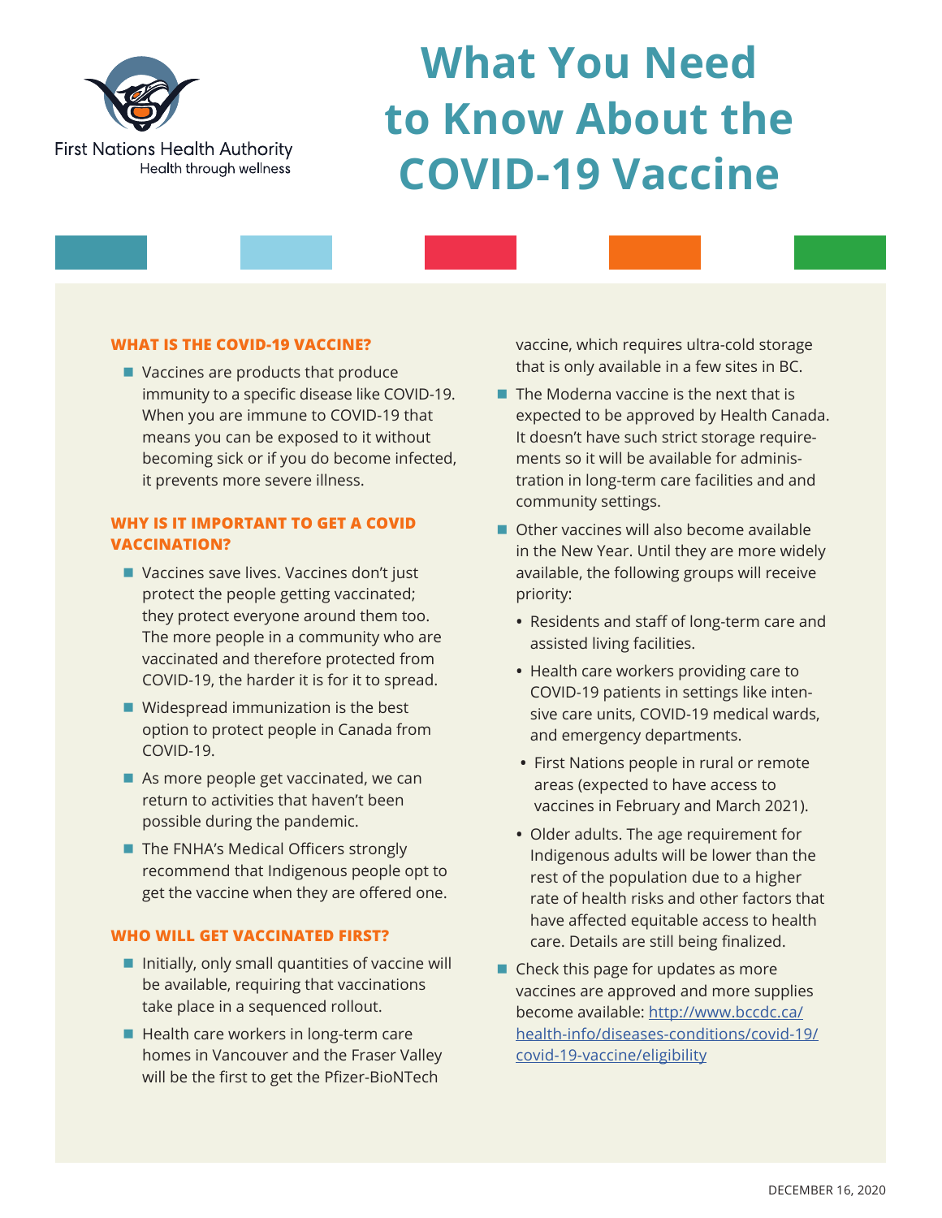First Nations Health Authority
Health through wellness

# What You Need to Know About the COVID-19 Vaccine

## WHAT IS THE COVID-19 VACCINE?

- Vaccines are products that produce immunity to a specific disease like COVID-19. When you are immune to COVID-19 that means you can be exposed to it without becoming sick or if you do become infected, it prevents more severe illness.

## WHY IS IT IMPORTANT TO GET A COVID VACCINATION?

- Vaccines save lives. Vaccines don't just protect the people getting vaccinated; they protect everyone around them too. The more people in a community who are vaccinated and therefore protected from COVID-19, the harder it is for it to spread.
- Widespread immunization is the best option to protect people in Canada from COVID-19.
- As more people get vaccinated, we can return to activities that haven't been possible during the pandemic.
- The FNHA's Medical Officers strongly recommend that Indigenous people opt to get the vaccine when they are offered one.

## WHO WILL GET VACCINATED FIRST?

- Initially, only small quantities of vaccine will be available, requiring that vaccinations take place in a sequenced rollout.
- Health care workers in long-term care homes in Vancouver and the Fraser Valley will be the first to get the Pfizer-BioNTech vaccine, which requires ultra-cold storage that is only available in a few sites in BC.
- The Moderna vaccine is the next that is expected to be approved by Health Canada. It doesn't have such strict storage requirements so it will be available for administration in long-term care facilities and and community settings.
- Other vaccines will also become available in the New Year. Until they are more widely available, the following groups will receive priority:
  - Residents and staff of long-term care and assisted living facilities.
  - Health care workers providing care to COVID-19 patients in settings like intensive care units, COVID-19 medical wards, and emergency departments.
  - First Nations people in rural or remote areas (expected to have access to vaccines in February and March 2021).
  - Older adults. The age requirement for Indigenous adults will be lower than the rest of the population due to a higher rate of health risks and other factors that have affected equitable access to health care. Details are still being finalized.
- Check this page for updates as more vaccines are approved and more supplies become available: [http://www.bccdc.ca/health-info/diseases-conditions/covid-19/covid-19-vaccine/eligibility](http://www.bccdc.ca/health-info/diseases-conditions/covid-19/covid-19-vaccine/eligibility)

DECEMBER 16, 2020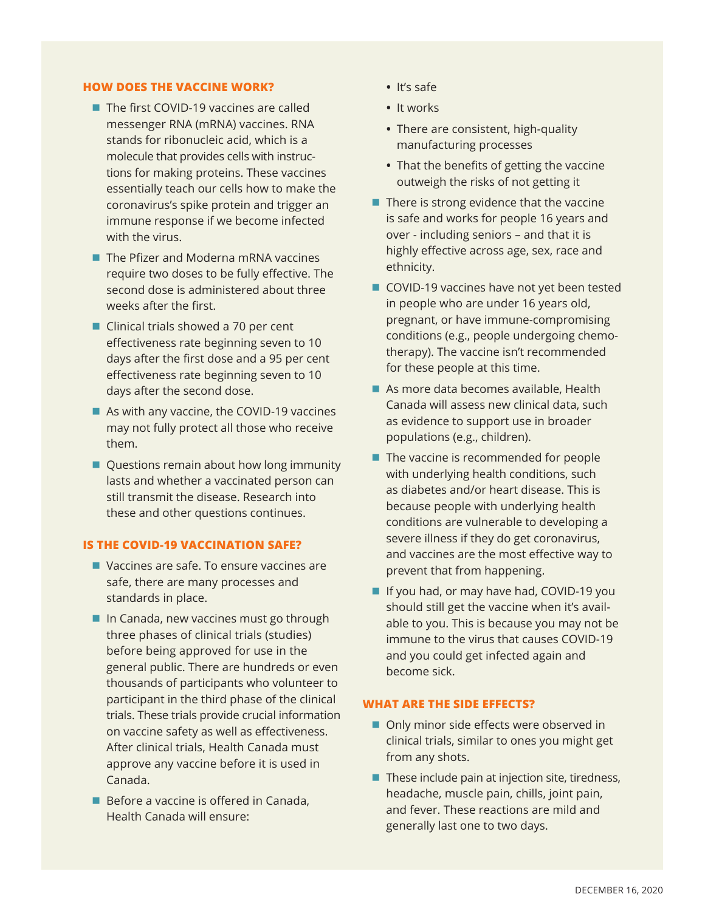## HOW DOES THE VACCINE WORK?

- The first COVID-19 vaccines are called messenger RNA (mRNA) vaccines. RNA stands for ribonucleic acid, which is a molecule that provides cells with instructions for making proteins. These vaccines essentially teach our cells how to make the coronavirus's spike protein and trigger an immune response if we become infected with the virus.
- The Pfizer and Moderna mRNA vaccines require two doses to be fully effective. The second dose is administered about three weeks after the first.
- Clinical trials showed a 70 per cent effectiveness rate beginning seven to 10 days after the first dose and a 95 per cent effectiveness rate beginning seven to 10 days after the second dose.
- As with any vaccine, the COVID-19 vaccines may not fully protect all those who receive them.
- Questions remain about how long immunity lasts and whether a vaccinated person can still transmit the disease. Research into these and other questions continues.

## IS THE COVID-19 VACCINATION SAFE?

- Vaccines are safe. To ensure vaccines are safe, there are many processes and standards in place.
- In Canada, new vaccines must go through three phases of clinical trials (studies) before being approved for use in the general public. There are hundreds or even thousands of participants who volunteer to participant in the third phase of the clinical trials. These trials provide crucial information on vaccine safety as well as effectiveness. After clinical trials, Health Canada must approve any vaccine before it is used in Canada.
- Before a vaccine is offered in Canada, Health Canada will ensure:
  - It's safe
  - It works
  - There are consistent, high-quality manufacturing processes
  - That the benefits of getting the vaccine outweigh the risks of not getting it
- There is strong evidence that the vaccine is safe and works for people 16 years and over - including seniors – and that it is highly effective across age, sex, race and ethnicity.
- COVID-19 vaccines have not yet been tested in people who are under 16 years old, pregnant, or have immune-compromising conditions (e.g., people undergoing chemotherapy). The vaccine isn't recommended for these people at this time.
- As more data becomes available, Health Canada will assess new clinical data, such as evidence to support use in broader populations (e.g., children).
- The vaccine is recommended for people with underlying health conditions, such as diabetes and/or heart disease. This is because people with underlying health conditions are vulnerable to developing a severe illness if they do get coronavirus, and vaccines are the most effective way to prevent that from happening.
- If you had, or may have had, COVID-19 you should still get the vaccine when it's available to you. This is because you may not be immune to the virus that causes COVID-19 and you could get infected again and become sick.

## WHAT ARE THE SIDE EFFECTS?

- Only minor side effects were observed in clinical trials, similar to ones you might get from any shots.
- These include pain at injection site, tiredness, headache, muscle pain, chills, joint pain, and fever. These reactions are mild and generally last one to two days.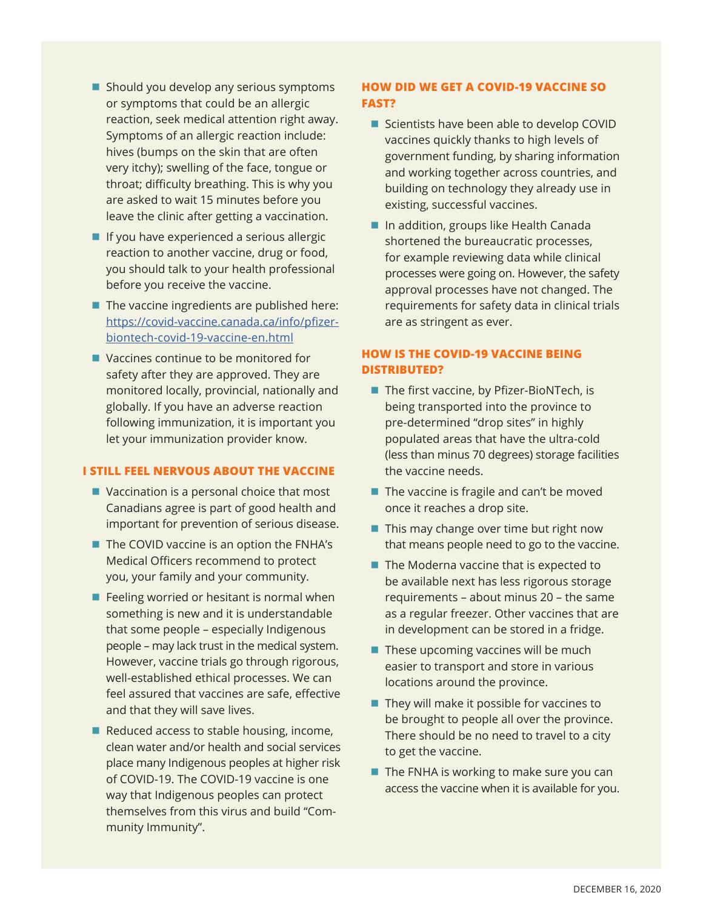- Should you develop any serious symptoms or symptoms that could be an allergic reaction, seek medical attention right away. Symptoms of an allergic reaction include: hives (bumps on the skin that are often very itchy); swelling of the face, tongue or throat; difficulty breathing. This is why you are asked to wait 15 minutes before you leave the clinic after getting a vaccination.
- If you have experienced a serious allergic reaction to another vaccine, drug or food, you should talk to your health professional before you receive the vaccine.
- The vaccine ingredients are published here: [https://covid-vaccine.canada.ca/info/pfizer-biontech-covid-19-vaccine-en.html](https://covid-vaccine.canada.ca/info/pfizer-biontech-covid-19-vaccine-en.html)
- Vaccines continue to be monitored for safety after they are approved. They are monitored locally, provincial, nationally and globally. If you have an adverse reaction following immunization, it is important you let your immunization provider know.

## I STILL FEEL NERVOUS ABOUT THE VACCINE

- Vaccination is a personal choice that most Canadians agree is part of good health and important for prevention of serious disease.
- The COVID vaccine is an option the FNHA's Medical Officers recommend to protect you, your family and your community.
- Feeling worried or hesitant is normal when something is new and it is understandable that some people – especially Indigenous people – may lack trust in the medical system. However, vaccine trials go through rigorous, well-established ethical processes. We can feel assured that vaccines are safe, effective and that they will save lives.
- Reduced access to stable housing, income, clean water and/or health and social services place many Indigenous peoples at higher risk of COVID-19. The COVID-19 vaccine is one way that Indigenous peoples can protect themselves from this virus and build "Community Immunity".

## HOW DID WE GET A COVID-19 VACCINE SO FAST?

- Scientists have been able to develop COVID vaccines quickly thanks to high levels of government funding, by sharing information and working together across countries, and building on technology they already use in existing, successful vaccines.
- In addition, groups like Health Canada shortened the bureaucratic processes, for example reviewing data while clinical processes were going on. However, the safety approval processes have not changed. The requirements for safety data in clinical trials are as stringent as ever.

## HOW IS THE COVID-19 VACCINE BEING DISTRIBUTED?

- The first vaccine, by Pfizer-BioNTech, is being transported into the province to pre-determined "drop sites" in highly populated areas that have the ultra-cold (less than minus 70 degrees) storage facilities the vaccine needs.
- The vaccine is fragile and can't be moved once it reaches a drop site.
- This may change over time but right now that means people need to go to the vaccine.
- The Moderna vaccine that is expected to be available next has less rigorous storage requirements – about minus 20 – the same as a regular freezer. Other vaccines that are in development can be stored in a fridge.
- These upcoming vaccines will be much easier to transport and store in various locations around the province.
- They will make it possible for vaccines to be brought to people all over the province. There should be no need to travel to a city to get the vaccine.
- The FNHA is working to make sure you can access the vaccine when it is available for you.

DECEMBER 16, 2020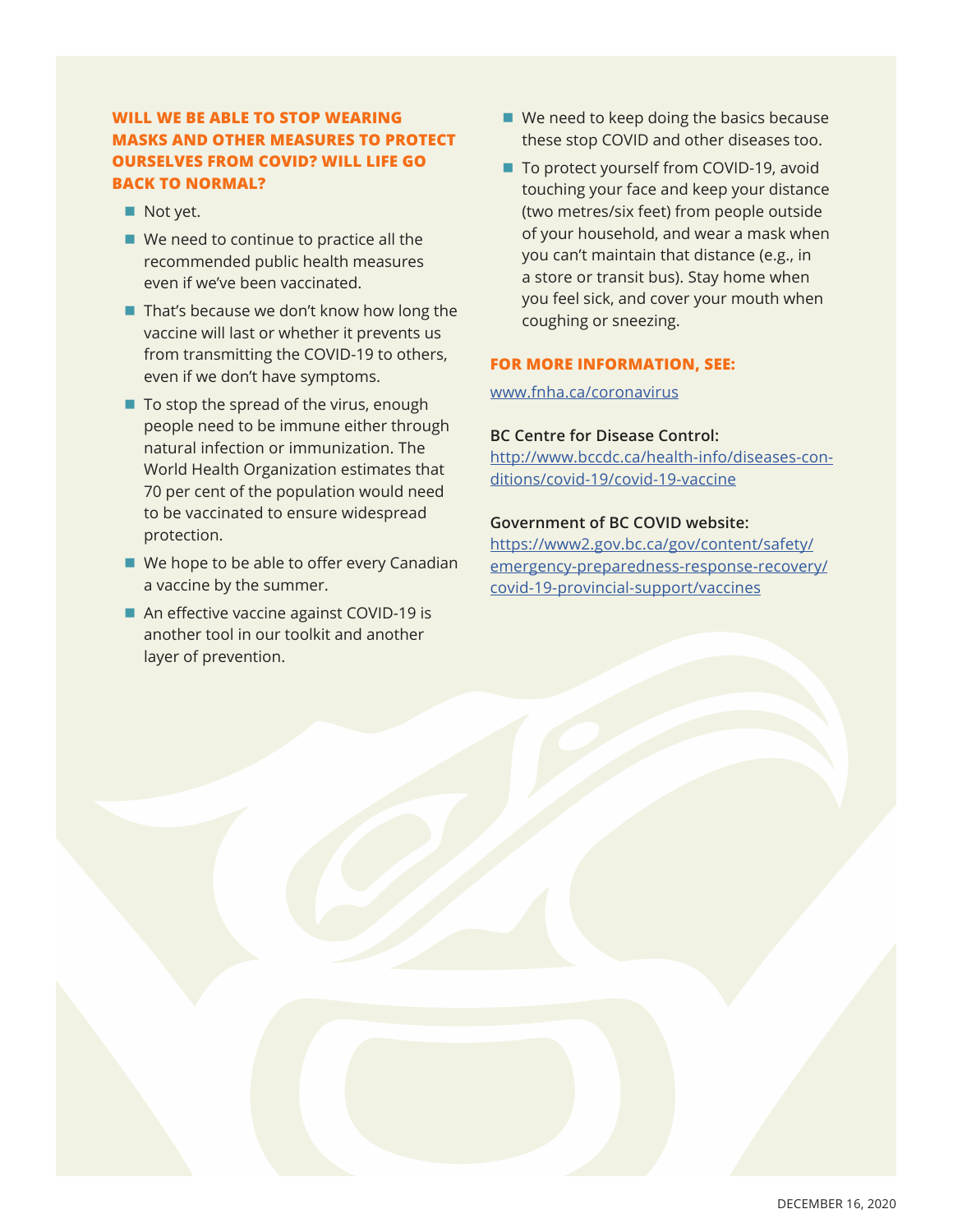## WILL WE BE ABLE TO STOP WEARING MASKS AND OTHER MEASURES TO PROTECT OURSELVES FROM COVID? WILL LIFE GO BACK TO NORMAL?

- Not yet.
- We need to continue to practice all the recommended public health measures even if we've been vaccinated.
- That's because we don't know how long the vaccine will last or whether it prevents us from transmitting the COVID-19 to others, even if we don't have symptoms.
- To stop the spread of the virus, enough people need to be immune either through natural infection or immunization. The World Health Organization estimates that 70 per cent of the population would need to be vaccinated to ensure widespread protection.
- We hope to be able to offer every Canadian a vaccine by the summer.
- An effective vaccine against COVID-19 is another tool in our toolkit and another layer of prevention.
- We need to keep doing the basics because these stop COVID and other diseases too.
- To protect yourself from COVID-19, avoid touching your face and keep your distance (two metres/six feet) from people outside of your household, and wear a mask when you can't maintain that distance (e.g., in a store or transit bus). Stay home when you feel sick, and cover your mouth when coughing or sneezing.

## FOR MORE INFORMATION, SEE:

www.fnha.ca/coronavirus

**BC Centre for Disease Control:**
http://www.bccdc.ca/health-info/diseases-conditions/covid-19/covid-19-vaccine

**Government of BC COVID website:**
https://www2.gov.bc.ca/gov/content/safety/emergency-preparedness-response-recovery/covid-19-provincial-support/vaccines

DECEMBER 16, 2020